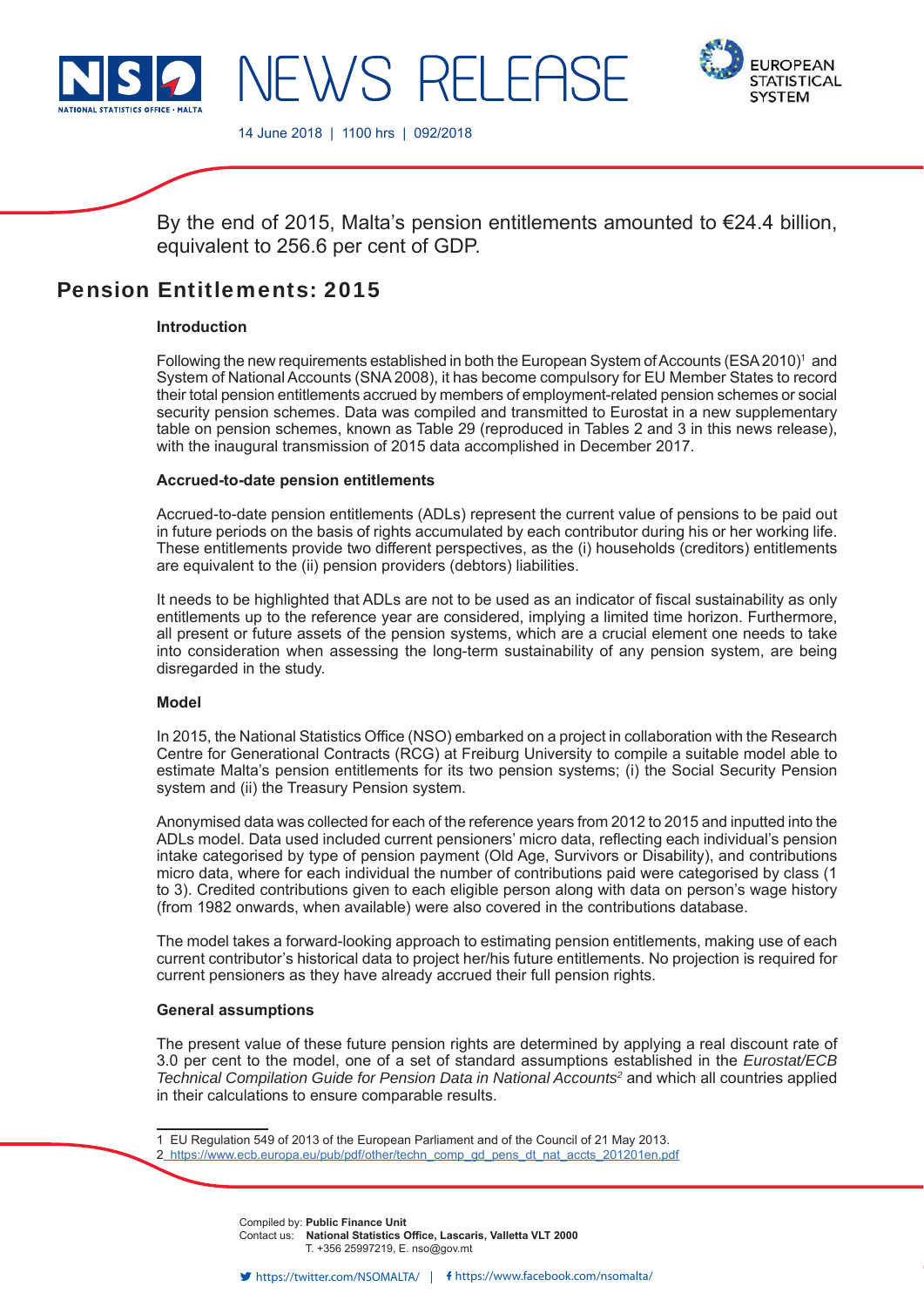14 June 2018 | 1100 hrs | 092/2018

By the end of 2015, Malta's pension entitlements amounted to €24.4 billion, equivalent to 256.6 per cent of GDP.

# Pension Entitlements: 2015

### Introduction

Following the new requirements established in both the European System of Accounts (ESA 2010)[1] and System of National Accounts (SNA 2008), it has become compulsory for EU Member States to record their total pension entitlements accrued by members of employment-related pension schemes or social security pension schemes. Data was compiled and transmitted to Eurostat in a new supplementary table on pension schemes, known as Table 29 (reproduced in Tables 2 and 3 in this news release), with the inaugural transmission of 2015 data accomplished in December 2017.

### Accrued-to-date pension entitlements

Accrued-to-date pension entitlements (ADLs) represent the current value of pensions to be paid out in future periods on the basis of rights accumulated by each contributor during his or her working life. These entitlements provide two different perspectives, as the (i) households (creditors) entitlements are equivalent to the (ii) pension providers (debtors) liabilities.

It needs to be highlighted that ADLs are not to be used as an indicator of fiscal sustainability as only entitlements up to the reference year are considered, implying a limited time horizon. Furthermore, all present or future assets of the pension systems, which are a crucial element one needs to take into consideration when assessing the long-term sustainability of any pension system, are being disregarded in the study.

### Model

In 2015, the National Statistics Office (NSO) embarked on a project in collaboration with the Research Centre for Generational Contracts (RCG) at Freiburg University to compile a suitable model able to estimate Malta's pension entitlements for its two pension systems; (i) the Social Security Pension system and (ii) the Treasury Pension system.

Anonymised data was collected for each of the reference years from 2012 to 2015 and inputted into the ADLs model. Data used included current pensioners' micro data, reflecting each individual's pension intake categorised by type of pension payment (Old Age, Survivors or Disability), and contributions micro data, where for each individual the number of contributions paid were categorised by class (1 to 3). Credited contributions given to each eligible person along with data on person's wage history (from 1982 onwards, when available) were also covered in the contributions database.

The model takes a forward-looking approach to estimating pension entitlements, making use of each current contributor's historical data to project her/his future entitlements. No projection is required for current pensioners as they have already accrued their full pension rights.

### General assumptions

The present value of these future pension rights are determined by applying a real discount rate of 3.0 per cent to the model, one of a set of standard assumptions established in the *Eurostat/ECB Technical Compilation Guide for Pension Data in National Accounts*[2] and which all countries applied in their calculations to ensure comparable results.

---

1 EU Regulation 549 of 2013 of the European Parliament and of the Council of 21 May 2013.
2 https://www.ecb.europa.eu/pub/pdf/other/techn_comp_gd_pens_dt_nat_accts_201201en.pdf

Compiled by: **Public Finance Unit**
Contact us: **National Statistics Office, Lascaris, Valletta VLT 2000**
T. +356 25997219, E. nso@gov.mt

https://twitter.com/NSOMALTA/ | https://www.facebook.com/nsomalta/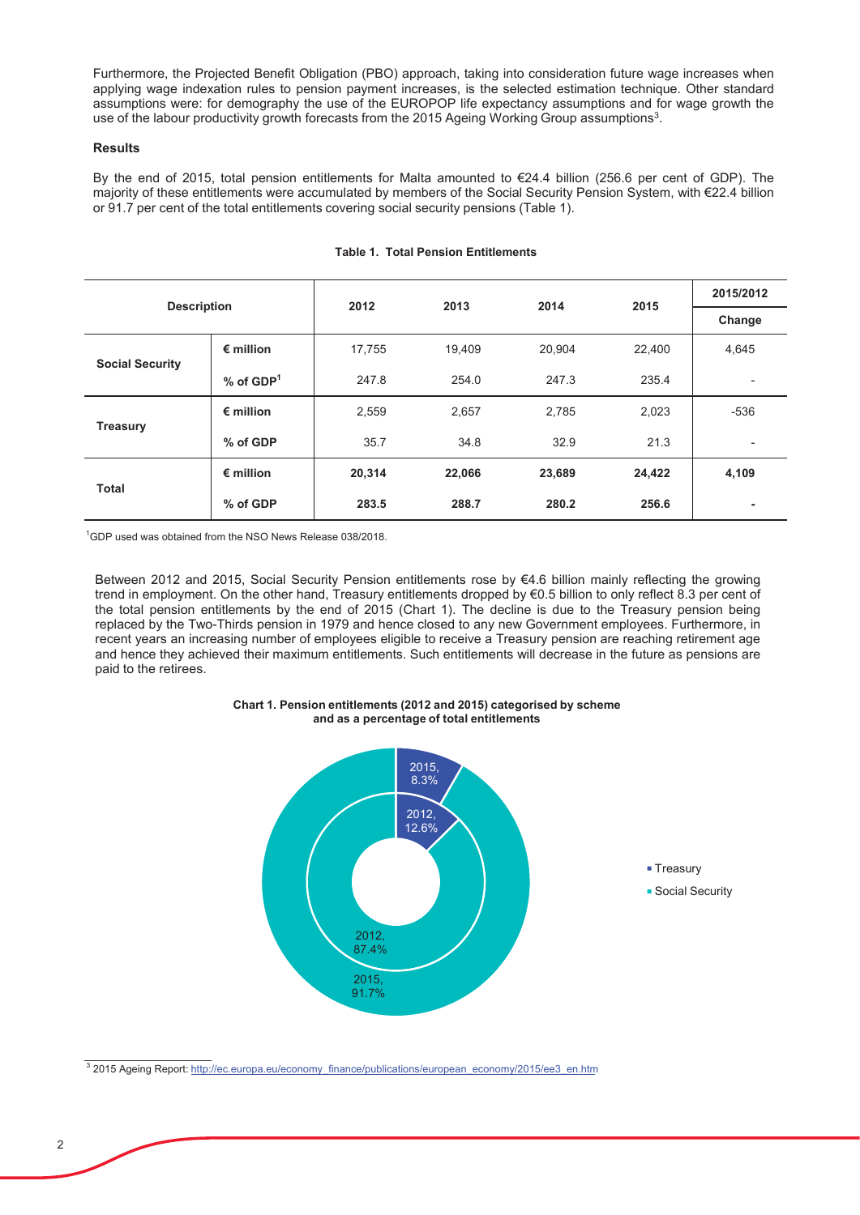Furthermore, the Projected Benefit Obligation (PBO) approach, taking into consideration future wage increases when applying wage indexation rules to pension payment increases, is the selected estimation technique. Other standard assumptions were: for demography the use of the EUROPOP life expectancy assumptions and for wage growth the use of the labour productivity growth forecasts from the 2015 Ageing Working Group assumptions[3].

**Results**

By the end of 2015, total pension entitlements for Malta amounted to €24.4 billion (256.6 per cent of GDP). The majority of these entitlements were accumulated by members of the Social Security Pension System, with €22.4 billion or 91.7 per cent of the total entitlements covering social security pensions (Table 1).

**Table 1. Total Pension Entitlements**

| Description | | 2012 | 2013 | 2014 | 2015 | 2015/2012 Change |
|---|---|---|---|---|---|---|
| **Social Security** | **€ million** | 17,755 | 19,409 | 20,904 | 22,400 | 4,645 |
| | **% of GDP[1]** | 247.8 | 254.0 | 247.3 | 235.4 | - |
| **Treasury** | **€ million** | 2,559 | 2,657 | 2,785 | 2,023 | -536 |
| | **% of GDP** | 35.7 | 34.8 | 32.9 | 21.3 | - |
| **Total** | **€ million** | **20,314** | **22,066** | **23,689** | **24,422** | **4,109** |
| | **% of GDP** | **283.5** | **288.7** | **280.2** | **256.6** | **-** |

[1]GDP used was obtained from the NSO News Release 038/2018.

Between 2012 and 2015, Social Security Pension entitlements rose by €4.6 billion mainly reflecting the growing trend in employment. On the other hand, Treasury entitlements dropped by €0.5 billion to only reflect 8.3 per cent of the total pension entitlements by the end of 2015 (Chart 1). The decline is due to the Treasury pension being replaced by the Two-Thirds pension in 1979 and hence closed to any new Government employees. Furthermore, in recent years an increasing number of employees eligible to receive a Treasury pension are reaching retirement age and hence they achieved their maximum entitlements. Such entitlements will decrease in the future as pensions are paid to the retirees.

**Chart 1. Pension entitlements (2012 and 2015) categorised by scheme and as a percentage of total entitlements**

| Scheme | 2012 | 2015 |
|---|---|---|
| Treasury | 12.6% | 8.3% |
| Social Security | 87.4% | 91.7% |

[3] 2015 Ageing Report: http://ec.europa.eu/economy_finance/publications/european_economy/2015/ee3_en.htm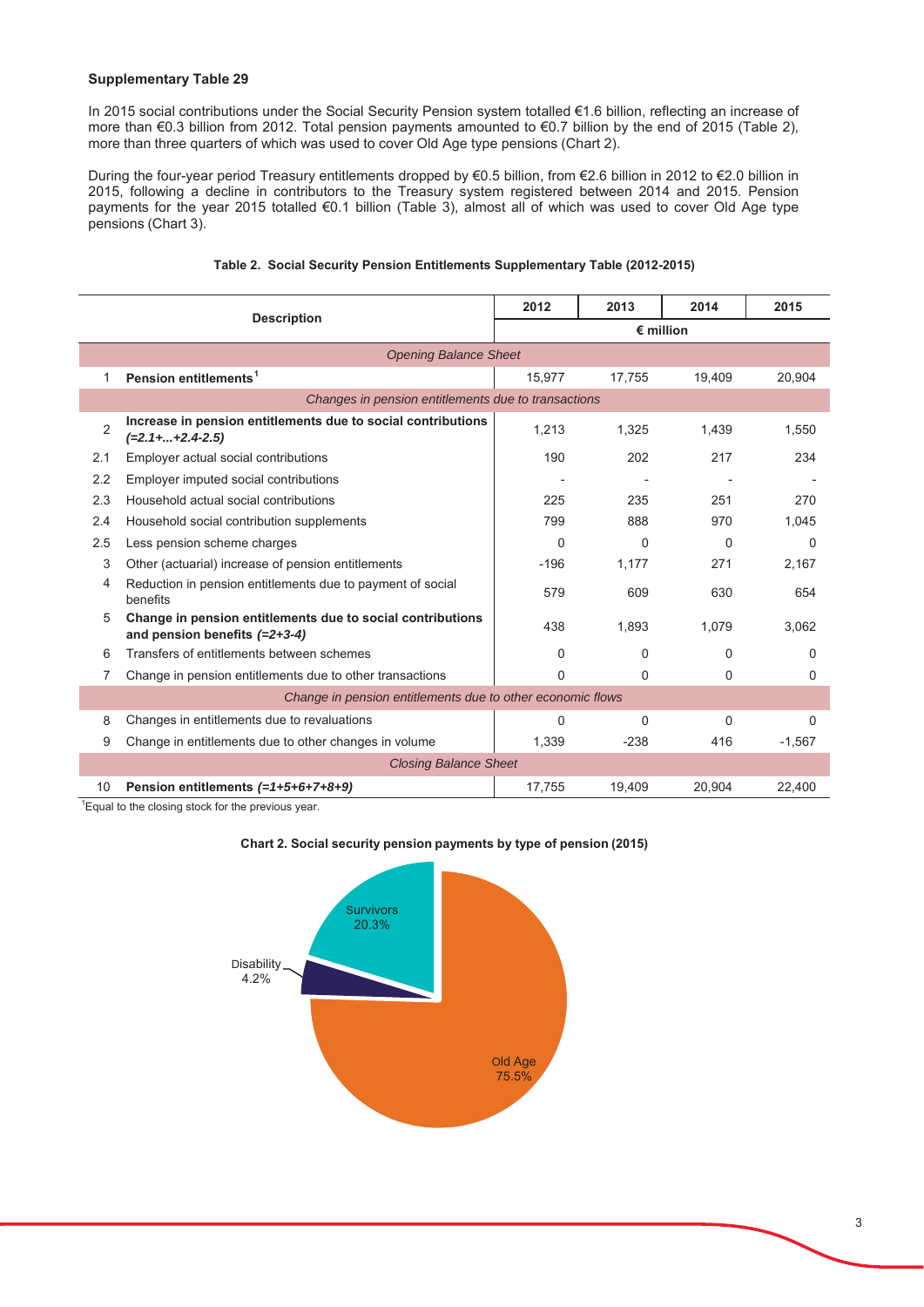**Supplementary Table 29**

In 2015 social contributions under the Social Security Pension system totalled €1.6 billion, reflecting an increase of more than €0.3 billion from 2012. Total pension payments amounted to €0.7 billion by the end of 2015 (Table 2), more than three quarters of which was used to cover Old Age type pensions (Chart 2).

During the four-year period Treasury entitlements dropped by €0.5 billion, from €2.6 billion in 2012 to €2.0 billion in 2015, following a decline in contributors to the Treasury system registered between 2014 and 2015. Pension payments for the year 2015 totalled €0.1 billion (Table 3), almost all of which was used to cover Old Age type pensions (Chart 3).

**Table 2. Social Security Pension Entitlements Supplementary Table (2012-2015)**

| | Description | 2012 | 2013 | 2014 | 2015 |
|---|---|---|---|---|---|
| | | € million | | | |
| | *Opening Balance Sheet* | | | | |
| 1 | **Pension entitlements**[1] | 15,977 | 17,755 | 19,409 | 20,904 |
| | *Changes in pension entitlements due to transactions* | | | | |
| 2 | **Increase in pension entitlements due to social contributions *(=2.1+...+2.4-2.5)*** | 1,213 | 1,325 | 1,439 | 1,550 |
| 2.1 | Employer actual social contributions | 190 | 202 | 217 | 234 |
| 2.2 | Employer imputed social contributions | - | - | - | - |
| 2.3 | Household actual social contributions | 225 | 235 | 251 | 270 |
| 2.4 | Household social contribution supplements | 799 | 888 | 970 | 1,045 |
| 2.5 | Less pension scheme charges | 0 | 0 | 0 | 0 |
| 3 | Other (actuarial) increase of pension entitlements | -196 | 1,177 | 271 | 2,167 |
| 4 | Reduction in pension entitlements due to payment of social benefits | 579 | 609 | 630 | 654 |
| 5 | **Change in pension entitlements due to social contributions and pension benefits *(=2+3-4)*** | 438 | 1,893 | 1,079 | 3,062 |
| 6 | Transfers of entitlements between schemes | 0 | 0 | 0 | 0 |
| 7 | Change in pension entitlements due to other transactions | 0 | 0 | 0 | 0 |
| | *Change in pension entitlements due to other economic flows* | | | | |
| 8 | Changes in entitlements due to revaluations | 0 | 0 | 0 | 0 |
| 9 | Change in entitlements due to other changes in volume | 1,339 | -238 | 416 | -1,567 |
| | *Closing Balance Sheet* | | | | |
| 10 | **Pension entitlements *(=1+5+6+7+8+9)*** | 17,755 | 19,409 | 20,904 | 22,400 |

[1]Equal to the closing stock for the previous year.

**Chart 2. Social security pension payments by type of pension (2015)**

Survivors 20.3%
Disability 4.2%
Old Age 75.5%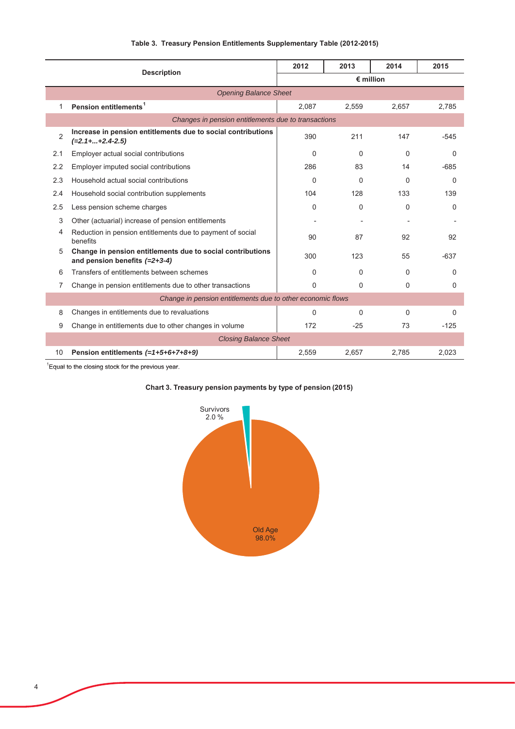**Table 3. Treasury Pension Entitlements Supplementary Table (2012-2015)**

| | Description | 2012 | 2013 | 2014 | 2015 |
|---|---|---|---|---|---|
| | | € million | | | |
| | *Opening Balance Sheet* | | | | |
| 1 | **Pension entitlements**[1] | 2,087 | 2,559 | 2,657 | 2,785 |
| | *Changes in pension entitlements due to transactions* | | | | |
| 2 | **Increase in pension entitlements due to social contributions *(=2.1+...+2.4-2.5)*** | 390 | 211 | 147 | -545 |
| 2.1 | Employer actual social contributions | 0 | 0 | 0 | 0 |
| 2.2 | Employer imputed social contributions | 286 | 83 | 14 | -685 |
| 2.3 | Household actual social contributions | 0 | 0 | 0 | 0 |
| 2.4 | Household social contribution supplements | 104 | 128 | 133 | 139 |
| 2.5 | Less pension scheme charges | 0 | 0 | 0 | 0 |
| 3 | Other (actuarial) increase of pension entitlements | - | - | - | - |
| 4 | Reduction in pension entitlements due to payment of social benefits | 90 | 87 | 92 | 92 |
| 5 | **Change in pension entitlements due to social contributions and pension benefits *(=2+3-4)*** | 300 | 123 | 55 | -637 |
| 6 | Transfers of entitlements between schemes | 0 | 0 | 0 | 0 |
| 7 | Change in pension entitlements due to other transactions | 0 | 0 | 0 | 0 |
| | *Change in pension entitlements due to other economic flows* | | | | |
| 8 | Changes in entitlements due to revaluations | 0 | 0 | 0 | 0 |
| 9 | Change in entitlements due to other changes in volume | 172 | -25 | 73 | -125 |
| | *Closing Balance Sheet* | | | | |
| 10 | **Pension entitlements *(=1+5+6+7+8+9)*** | 2,559 | 2,657 | 2,785 | 2,023 |

[1]Equal to the closing stock for the previous year.

**Chart 3. Treasury pension payments by type of pension (2015)**

Survivors 2.0 %

Old Age 98.0%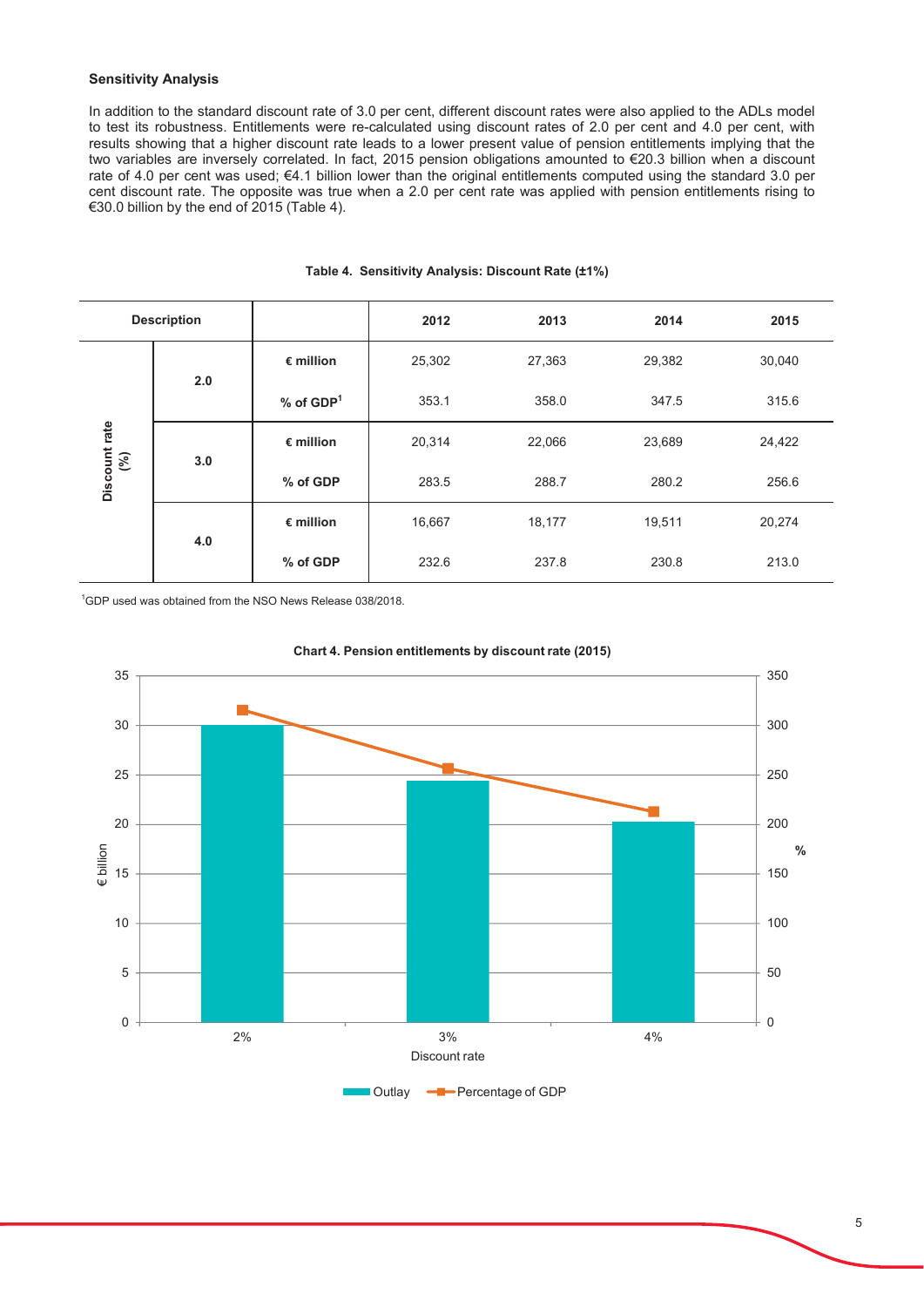**Sensitivity Analysis**

In addition to the standard discount rate of 3.0 per cent, different discount rates were also applied to the ADLs model to test its robustness. Entitlements were re-calculated using discount rates of 2.0 per cent and 4.0 per cent, with results showing that a higher discount rate leads to a lower present value of pension entitlements implying that the two variables are inversely correlated. In fact, 2015 pension obligations amounted to €20.3 billion when a discount rate of 4.0 per cent was used; €4.1 billion lower than the original entitlements computed using the standard 3.0 per cent discount rate. The opposite was true when a 2.0 per cent rate was applied with pension entitlements rising to €30.0 billion by the end of 2015 (Table 4).

**Table 4. Sensitivity Analysis: Discount Rate (±1%)**

| Description | | | 2012 | 2013 | 2014 | 2015 |
|---|---|---|---|---|---|---|
| Discount rate (%) | 2.0 | € million | 25,302 | 27,363 | 29,382 | 30,040 |
| | | % of GDP[1] | 353.1 | 358.0 | 347.5 | 315.6 |
| | 3.0 | € million | 20,314 | 22,066 | 23,689 | 24,422 |
| | | % of GDP | 283.5 | 288.7 | 280.2 | 256.6 |
| | 4.0 | € million | 16,667 | 18,177 | 19,511 | 20,274 |
| | | % of GDP | 232.6 | 237.8 | 230.8 | 213.0 |

[1]GDP used was obtained from the NSO News Release 038/2018.

**Chart 4. Pension entitlements by discount rate (2015)**

| Discount rate | Outlay (€ billion) | Percentage of GDP (%) |
|---|---|---|
| 2% | 30.0 | 315.6 |
| 3% | 24.4 | 256.6 |
| 4% | 20.3 | 213.0 |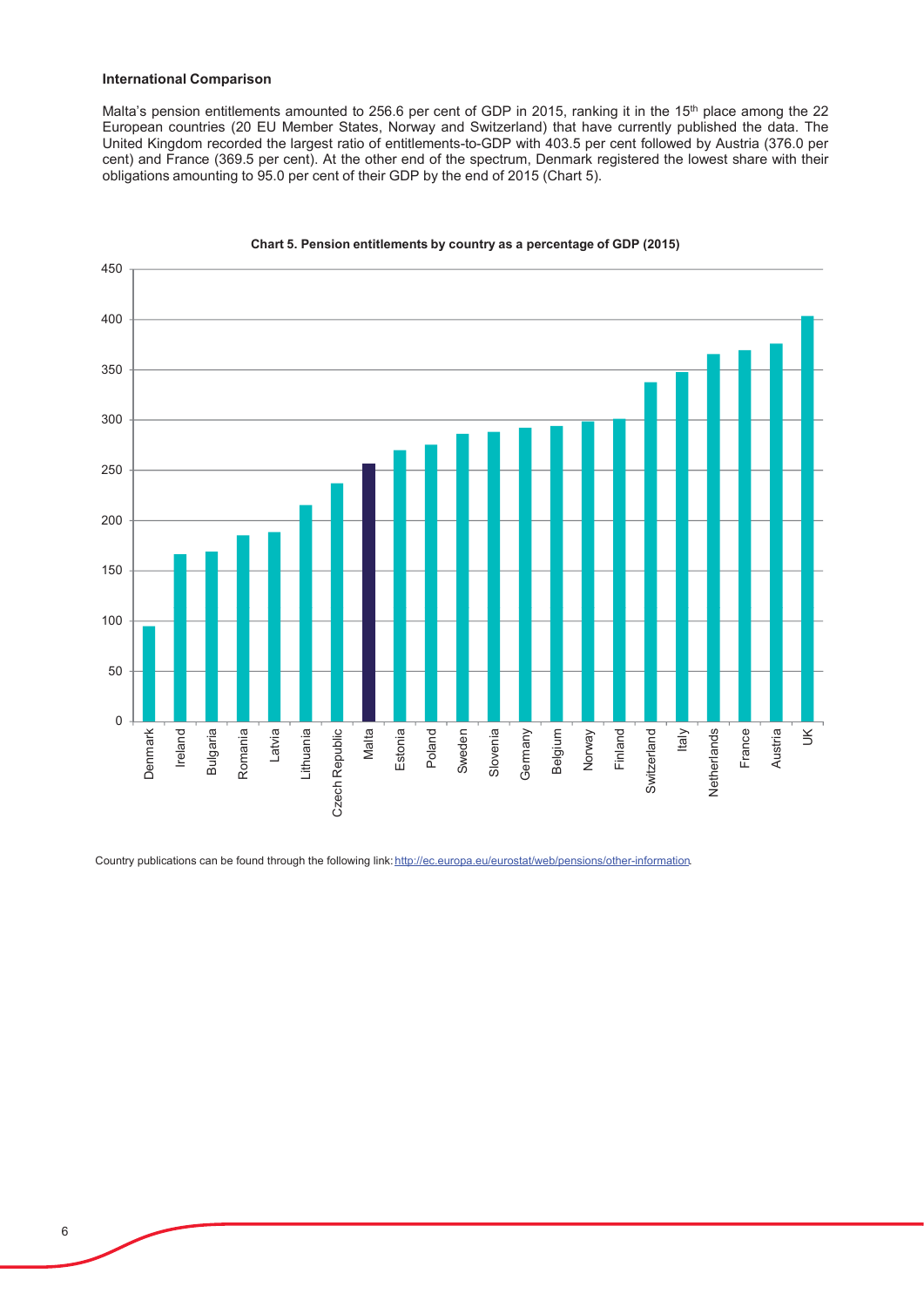**International Comparison**

Malta's pension entitlements amounted to 256.6 per cent of GDP in 2015, ranking it in the 15th place among the 22 European countries (20 EU Member States, Norway and Switzerland) that have currently published the data. The United Kingdom recorded the largest ratio of entitlements-to-GDP with 403.5 per cent followed by Austria (376.0 per cent) and France (369.5 per cent). At the other end of the spectrum, Denmark registered the lowest share with their obligations amounting to 95.0 per cent of their GDP by the end of 2015 (Chart 5).

**Chart 5. Pension entitlements by country as a percentage of GDP (2015)**

Country publications can be found through the following link: http://ec.europa.eu/eurostat/web/pensions/other-information.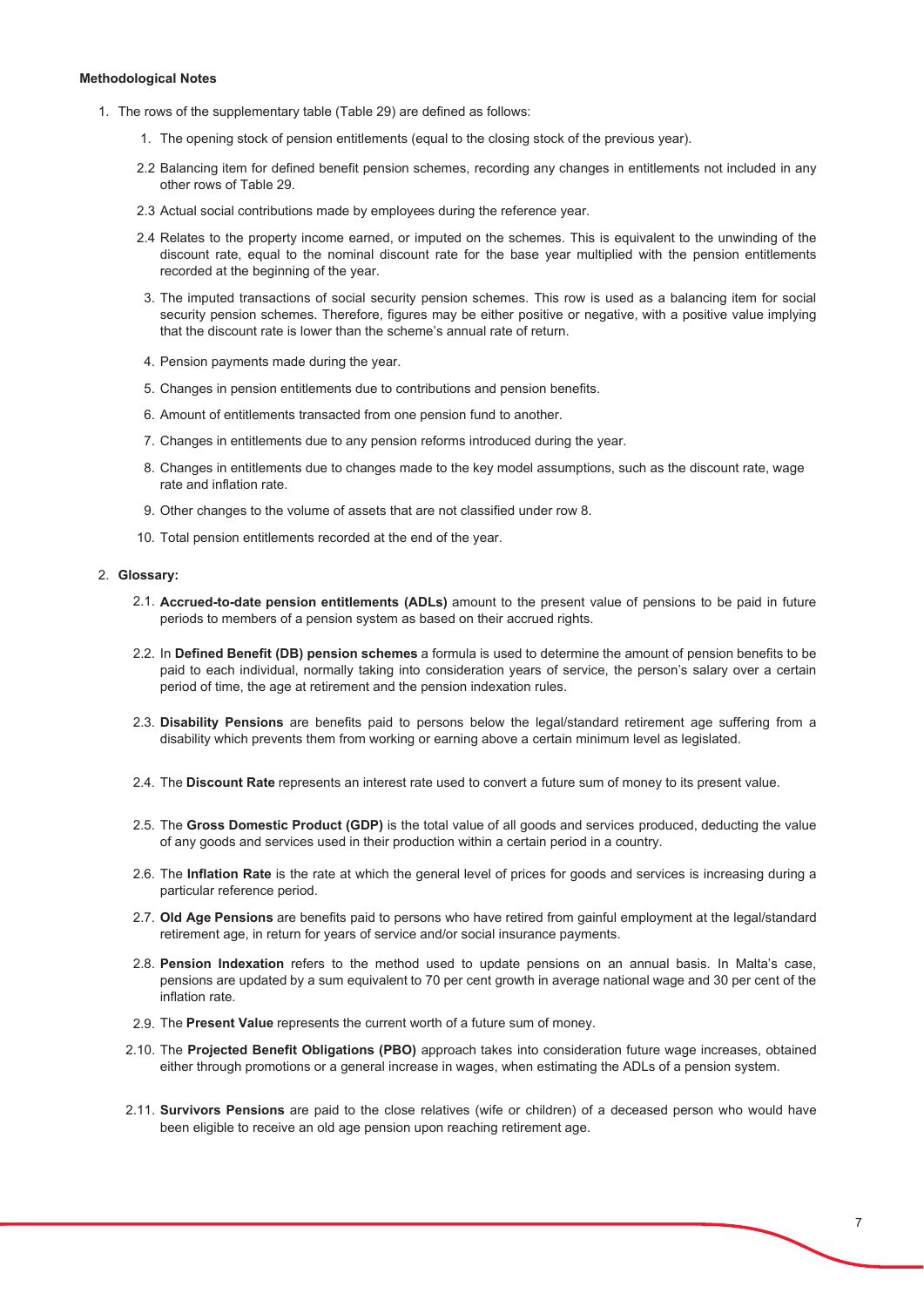**Methodological Notes**

1. The rows of the supplementary table (Table 29) are defined as follows:

   1. The opening stock of pension entitlements (equal to the closing stock of the previous year).

   2.2 Balancing item for defined benefit pension schemes, recording any changes in entitlements not included in any other rows of Table 29.

   2.3 Actual social contributions made by employees during the reference year.

   2.4 Relates to the property income earned, or imputed on the schemes. This is equivalent to the unwinding of the discount rate, equal to the nominal discount rate for the base year multiplied with the pension entitlements recorded at the beginning of the year.

   3. The imputed transactions of social security pension schemes. This row is used as a balancing item for social security pension schemes. Therefore, figures may be either positive or negative, with a positive value implying that the discount rate is lower than the scheme's annual rate of return.

   4. Pension payments made during the year.

   5. Changes in pension entitlements due to contributions and pension benefits.

   6. Amount of entitlements transacted from one pension fund to another.

   7. Changes in entitlements due to any pension reforms introduced during the year.

   8. Changes in entitlements due to changes made to the key model assumptions, such as the discount rate, wage rate and inflation rate.

   9. Other changes to the volume of assets that are not classified under row 8.

   10. Total pension entitlements recorded at the end of the year.

2. **Glossary:**

   2.1. **Accrued-to-date pension entitlements (ADLs)** amount to the present value of pensions to be paid in future periods to members of a pension system as based on their accrued rights.

   2.2. In **Defined Benefit (DB) pension schemes** a formula is used to determine the amount of pension benefits to be paid to each individual, normally taking into consideration years of service, the person's salary over a certain period of time, the age at retirement and the pension indexation rules.

   2.3. **Disability Pensions** are benefits paid to persons below the legal/standard retirement age suffering from a disability which prevents them from working or earning above a certain minimum level as legislated.

   2.4. The **Discount Rate** represents an interest rate used to convert a future sum of money to its present value.

   2.5. The **Gross Domestic Product (GDP)** is the total value of all goods and services produced, deducting the value of any goods and services used in their production within a certain period in a country.

   2.6. The **Inflation Rate** is the rate at which the general level of prices for goods and services is increasing during a particular reference period.

   2.7. **Old Age Pensions** are benefits paid to persons who have retired from gainful employment at the legal/standard retirement age, in return for years of service and/or social insurance payments.

   2.8. **Pension Indexation** refers to the method used to update pensions on an annual basis. In Malta's case, pensions are updated by a sum equivalent to 70 per cent growth in average national wage and 30 per cent of the inflation rate.

   2.9. The **Present Value** represents the current worth of a future sum of money.

   2.10. The **Projected Benefit Obligations (PBO)** approach takes into consideration future wage increases, obtained either through promotions or a general increase in wages, when estimating the ADLs of a pension system.

   2.11. **Survivors Pensions** are paid to the close relatives (wife or children) of a deceased person who would have been eligible to receive an old age pension upon reaching retirement age.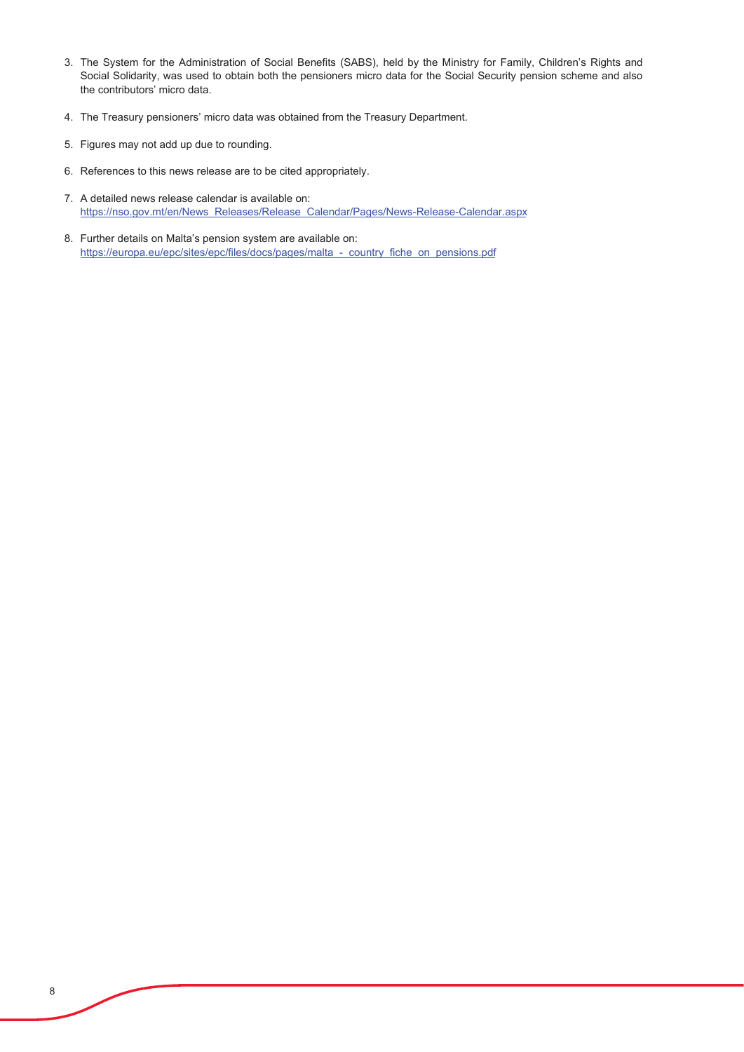3. The System for the Administration of Social Benefits (SABS), held by the Ministry for Family, Children's Rights and Social Solidarity, was used to obtain both the pensioners micro data for the Social Security pension scheme and also the contributors' micro data.

4. The Treasury pensioners' micro data was obtained from the Treasury Department.

5. Figures may not add up due to rounding.

6. References to this news release are to be cited appropriately.

7. A detailed news release calendar is available on:
   https://nso.gov.mt/en/News_Releases/Release_Calendar/Pages/News-Release-Calendar.aspx

8. Further details on Malta's pension system are available on:
   https://europa.eu/epc/sites/epc/files/docs/pages/malta_-_country_fiche_on_pensions.pdf